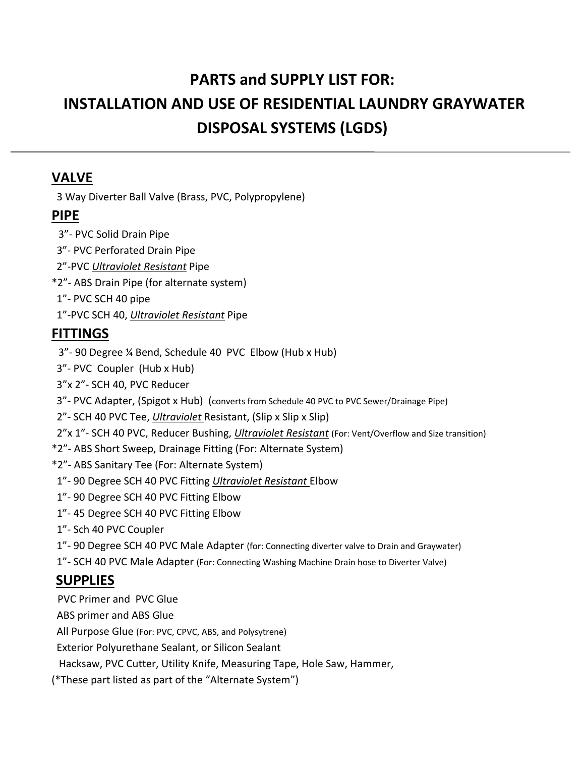# PARTS and SUPPLY LIST FOR: INSTALLATION AND USE OF RESIDENTIAL LAUNDRY GRAYWATER DISPOSAL SYSTEMS (LGDS)

---

## VALVE

3 Way Diverter Ball Valve (Brass, PVC, Polypropylene)

## PIPE

3”- PVC Solid Drain Pipe
3”- PVC Perforated Drain Pipe
2”-PVC *Ultraviolet Resistant* Pipe
*2”- ABS Drain Pipe (for alternate system)
1”- PVC SCH 40 pipe
1”-PVC SCH 40, *Ultraviolet Resistant* Pipe

## FITTINGS

3”- 90 Degree ¼ Bend, Schedule 40 PVC Elbow (Hub x Hub)
3”- PVC Coupler (Hub x Hub)
3”x 2”- SCH 40, PVC Reducer
3”- PVC Adapter, (Spigot x Hub) (converts from Schedule 40 PVC to PVC Sewer/Drainage Pipe)
2”- SCH 40 PVC Tee, *Ultraviolet* Resistant, (Slip x Slip x Slip)
2”x 1”- SCH 40 PVC, Reducer Bushing, *Ultraviolet Resistant* (For: Vent/Overflow and Size transition)
*2”- ABS Short Sweep, Drainage Fitting (For: Alternate System)
*2”- ABS Sanitary Tee (For: Alternate System)
1”- 90 Degree SCH 40 PVC Fitting *Ultraviolet Resistant* Elbow
1”- 90 Degree SCH 40 PVC Fitting Elbow
1”- 45 Degree SCH 40 PVC Fitting Elbow
1”- Sch 40 PVC Coupler
1”- 90 Degree SCH 40 PVC Male Adapter (for: Connecting diverter valve to Drain and Graywater)
1”- SCH 40 PVC Male Adapter (For: Connecting Washing Machine Drain hose to Diverter Valve)

## SUPPLIES

PVC Primer and PVC Glue
ABS primer and ABS Glue
All Purpose Glue (For: PVC, CPVC, ABS, and Polysytrene)
Exterior Polyurethane Sealant, or Silicon Sealant
Hacksaw, PVC Cutter, Utility Knife, Measuring Tape, Hole Saw, Hammer,

(*These part listed as part of the “Alternate System”)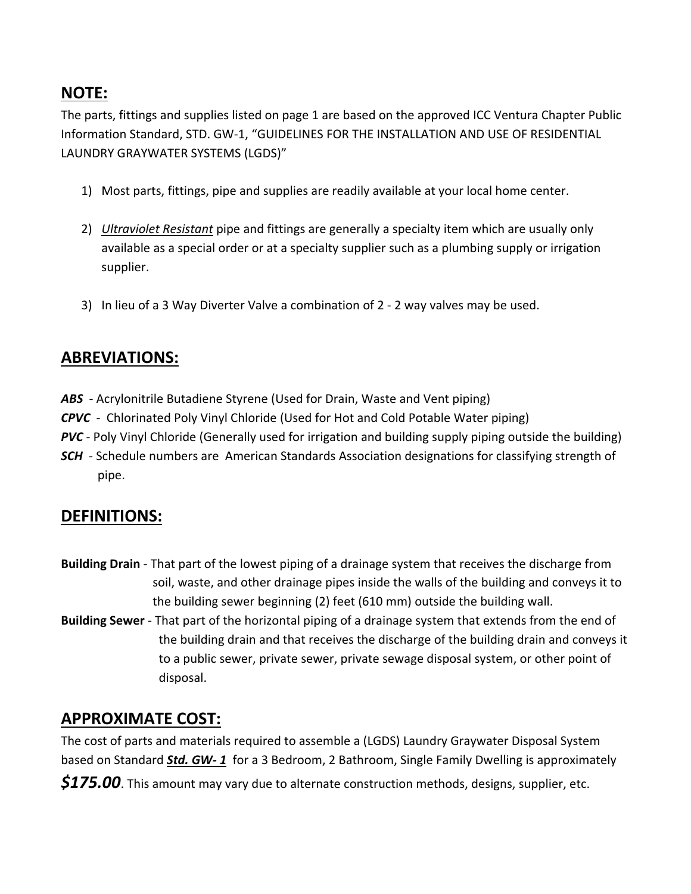## NOTE:

The parts, fittings and supplies listed on page 1 are based on the approved ICC Ventura Chapter Public Information Standard, STD. GW-1, "GUIDELINES FOR THE INSTALLATION AND USE OF RESIDENTIAL LAUNDRY GRAYWATER SYSTEMS (LGDS)"

1) Most parts, fittings, pipe and supplies are readily available at your local home center.

2) *Ultraviolet Resistant* pipe and fittings are generally a specialty item which are usually only available as a special order or at a specialty supplier such as a plumbing supply or irrigation supplier.

3) In lieu of a 3 Way Diverter Valve a combination of 2 - 2 way valves may be used.

## ABREVIATIONS:

***ABS*** - Acrylonitrile Butadiene Styrene (Used for Drain, Waste and Vent piping)

***CPVC*** - Chlorinated Poly Vinyl Chloride (Used for Hot and Cold Potable Water piping)

***PVC*** - Poly Vinyl Chloride (Generally used for irrigation and building supply piping outside the building)

***SCH*** - Schedule numbers are American Standards Association designations for classifying strength of pipe.

## DEFINITIONS:

**Building Drain** - That part of the lowest piping of a drainage system that receives the discharge from soil, waste, and other drainage pipes inside the walls of the building and conveys it to the building sewer beginning (2) feet (610 mm) outside the building wall.

**Building Sewer** - That part of the horizontal piping of a drainage system that extends from the end of the building drain and that receives the discharge of the building drain and conveys it to a public sewer, private sewer, private sewage disposal system, or other point of disposal.

## APPROXIMATE COST:

The cost of parts and materials required to assemble a (LGDS) Laundry Graywater Disposal System based on Standard ***Std. GW- 1*** for a 3 Bedroom, 2 Bathroom, Single Family Dwelling is approximately ***$175.00***. This amount may vary due to alternate construction methods, designs, supplier, etc.